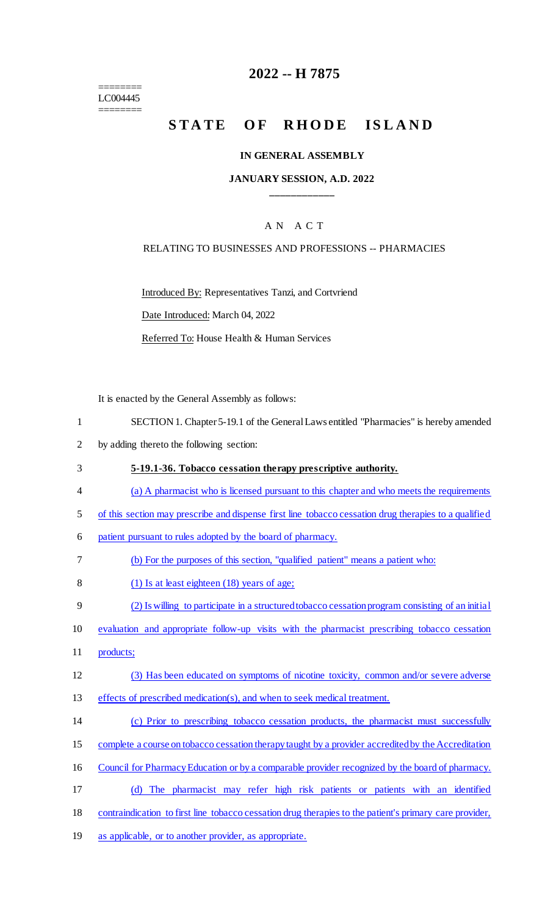========
LC004445
========

# 2022 -- H 7875

## STATE OF RHODE ISLAND

### IN GENERAL ASSEMBLY

### JANUARY SESSION, A.D. 2022

---

AN ACT

RELATING TO BUSINESSES AND PROFESSIONS -- PHARMACIES

Introduced By: Representatives Tanzi, and Cortvriend

Date Introduced: March 04, 2022

Referred To: House Health & Human Services

It is enacted by the General Assembly as follows:

1 SECTION 1. Chapter 5-19.1 of the General Laws entitled "Pharmacies" is hereby amended
2 by adding thereto the following section:

3 **5-19.1-36. Tobacco cessation therapy prescriptive authority.**

4 (a) A pharmacist who is licensed pursuant to this chapter and who meets the requirements
5 of this section may prescribe and dispense first line tobacco cessation drug therapies to a qualified
6 patient pursuant to rules adopted by the board of pharmacy.

7 (b) For the purposes of this section, "qualified patient" means a patient who:

8 (1) Is at least eighteen (18) years of age;

9 (2) Is willing to participate in a structured tobacco cessation program consisting of an initial
10 evaluation and appropriate follow-up visits with the pharmacist prescribing tobacco cessation
11 products;

12 (3) Has been educated on symptoms of nicotine toxicity, common and/or severe adverse
13 effects of prescribed medication(s), and when to seek medical treatment.

14 (c) Prior to prescribing tobacco cessation products, the pharmacist must successfully
15 complete a course on tobacco cessation therapy taught by a provider accredited by the Accreditation
16 Council for Pharmacy Education or by a comparable provider recognized by the board of pharmacy.

17 (d) The pharmacist may refer high risk patients or patients with an identified
18 contraindication to first line tobacco cessation drug therapies to the patient's primary care provider,
19 as applicable, or to another provider, as appropriate.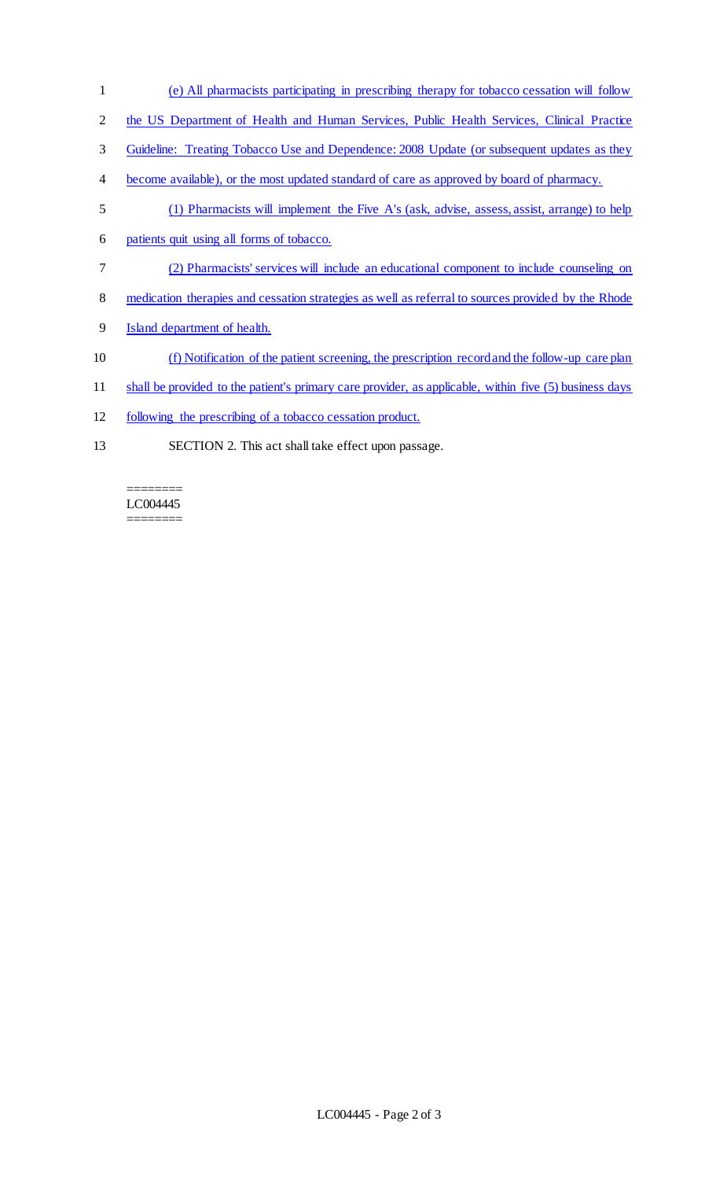(e) All pharmacists participating in prescribing therapy for tobacco cessation will follow the US Department of Health and Human Services, Public Health Services, Clinical Practice Guideline: Treating Tobacco Use and Dependence: 2008 Update (or subsequent updates as they become available), or the most updated standard of care as approved by board of pharmacy.

(1) Pharmacists will implement the Five A's (ask, advise, assess, assist, arrange) to help patients quit using all forms of tobacco.

(2) Pharmacists' services will include an educational component to include counseling on medication therapies and cessation strategies as well as referral to sources provided by the Rhode Island department of health.

(f) Notification of the patient screening, the prescription record and the follow-up care plan shall be provided to the patient's primary care provider, as applicable, within five (5) business days following the prescribing of a tobacco cessation product.

SECTION 2. This act shall take effect upon passage.

========
LC004445
========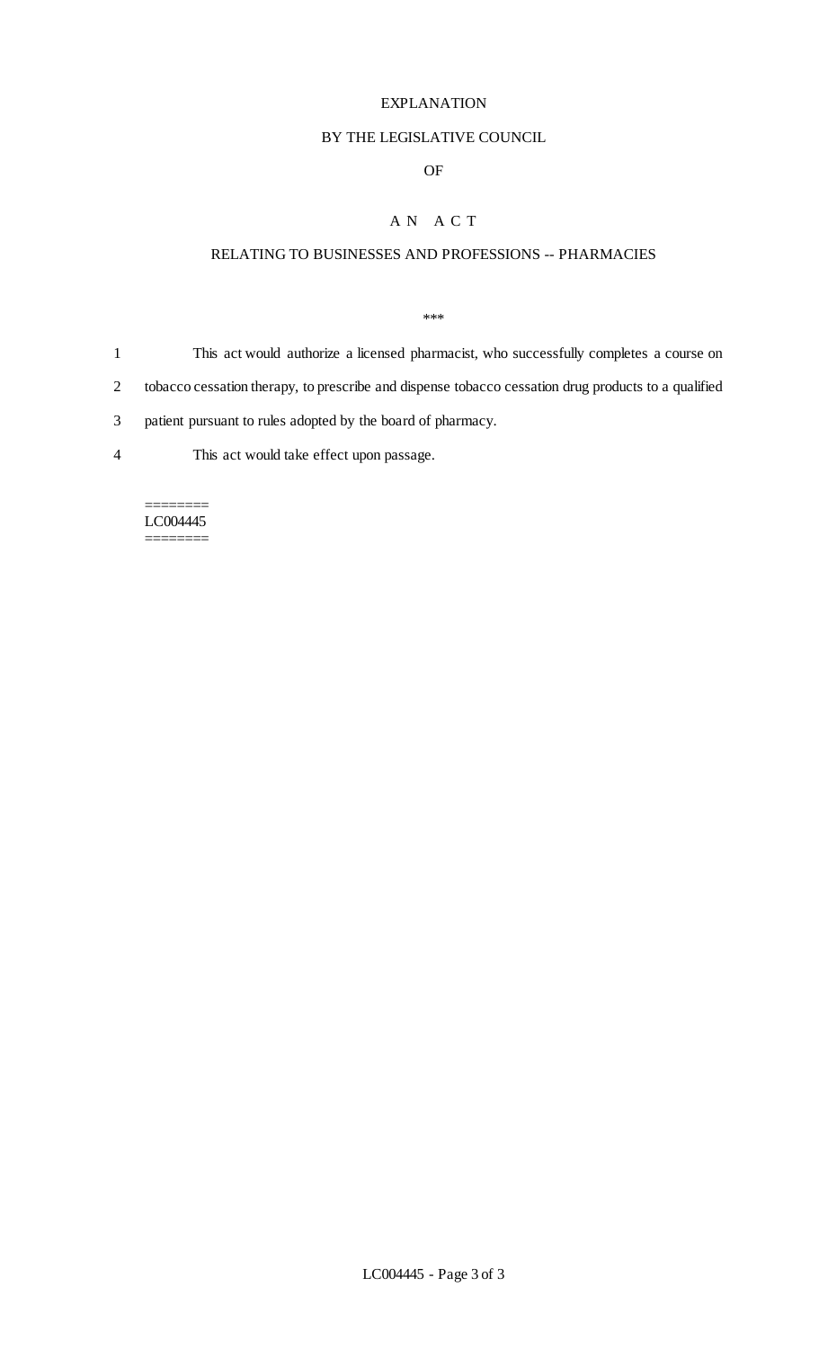EXPLANATION

BY THE LEGISLATIVE COUNCIL

OF

A N A C T

RELATING TO BUSINESSES AND PROFESSIONS -- PHARMACIES

\*\*\*

This act would authorize a licensed pharmacist, who successfully completes a course on tobacco cessation therapy, to prescribe and dispense tobacco cessation drug products to a qualified patient pursuant to rules adopted by the board of pharmacy.

This act would take effect upon passage.

========
LC004445
========